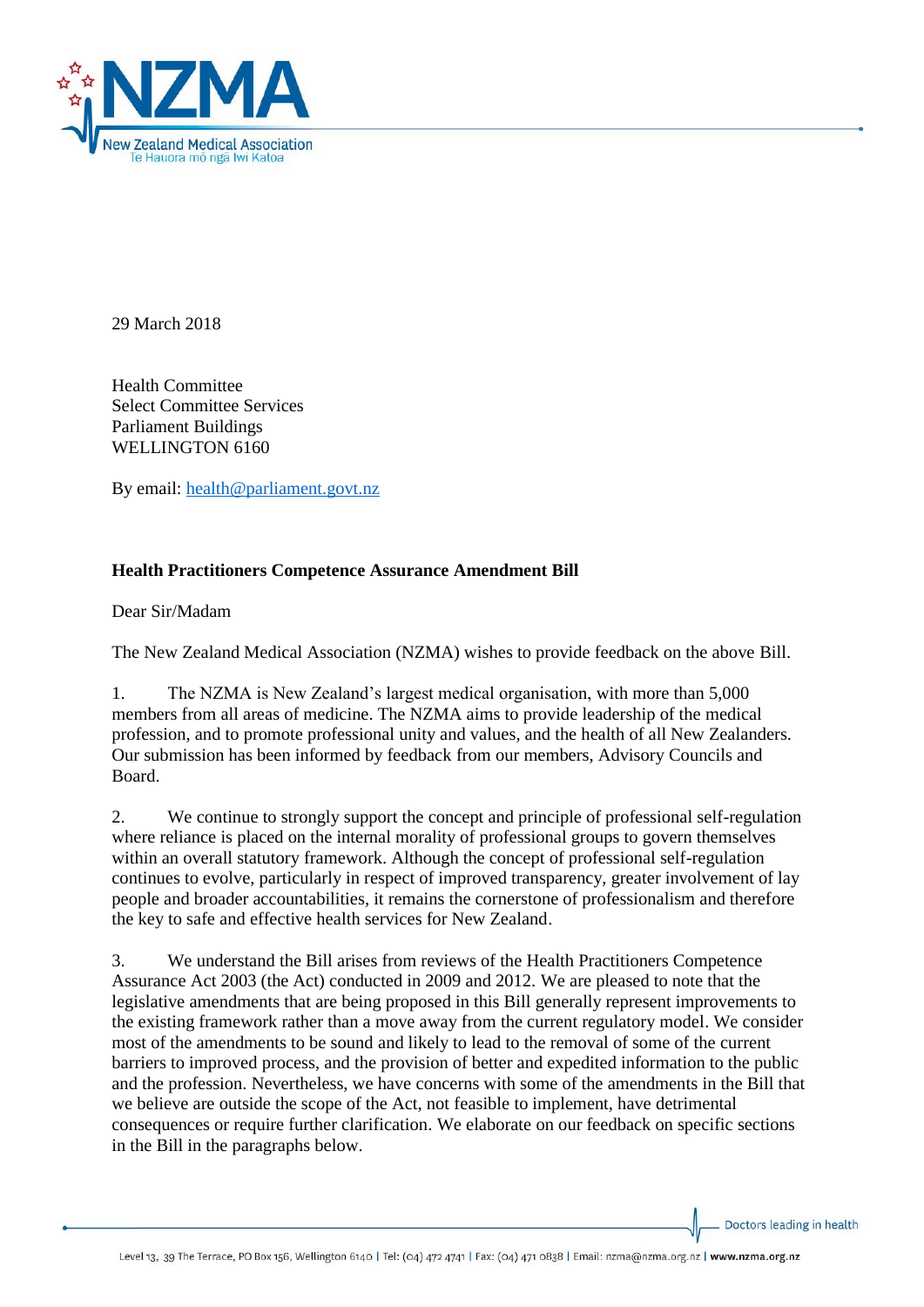29 March 2018

Health Committee
Select Committee Services
Parliament Buildings
WELLINGTON 6160

By email: health@parliament.govt.nz

**Health Practitioners Competence Assurance Amendment Bill**

Dear Sir/Madam

The New Zealand Medical Association (NZMA) wishes to provide feedback on the above Bill.

1. The NZMA is New Zealand's largest medical organisation, with more than 5,000 members from all areas of medicine. The NZMA aims to provide leadership of the medical profession, and to promote professional unity and values, and the health of all New Zealanders. Our submission has been informed by feedback from our members, Advisory Councils and Board.

2. We continue to strongly support the concept and principle of professional self-regulation where reliance is placed on the internal morality of professional groups to govern themselves within an overall statutory framework. Although the concept of professional self-regulation continues to evolve, particularly in respect of improved transparency, greater involvement of lay people and broader accountabilities, it remains the cornerstone of professionalism and therefore the key to safe and effective health services for New Zealand.

3. We understand the Bill arises from reviews of the Health Practitioners Competence Assurance Act 2003 (the Act) conducted in 2009 and 2012. We are pleased to note that the legislative amendments that are being proposed in this Bill generally represent improvements to the existing framework rather than a move away from the current regulatory model. We consider most of the amendments to be sound and likely to lead to the removal of some of the current barriers to improved process, and the provision of better and expedited information to the public and the profession. Nevertheless, we have concerns with some of the amendments in the Bill that we believe are outside the scope of the Act, not feasible to implement, have detrimental consequences or require further clarification. We elaborate on our feedback on specific sections in the Bill in the paragraphs below.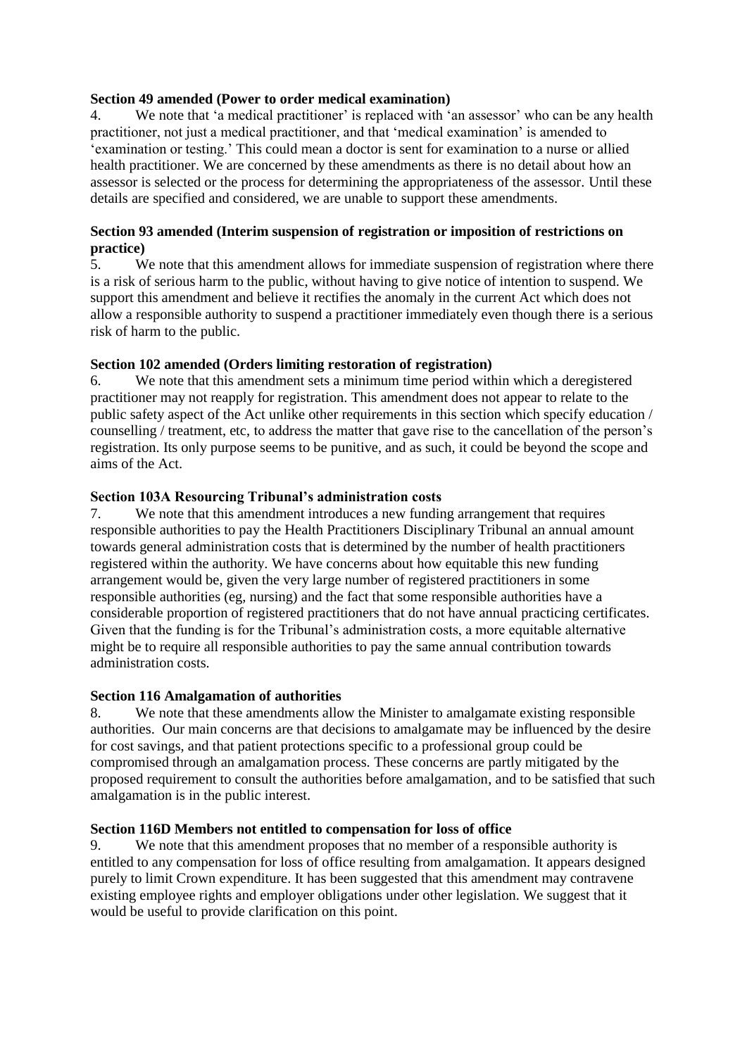**Section 49 amended (Power to order medical examination)**

4. We note that 'a medical practitioner' is replaced with 'an assessor' who can be any health practitioner, not just a medical practitioner, and that 'medical examination' is amended to 'examination or testing.' This could mean a doctor is sent for examination to a nurse or allied health practitioner. We are concerned by these amendments as there is no detail about how an assessor is selected or the process for determining the appropriateness of the assessor. Until these details are specified and considered, we are unable to support these amendments.

**Section 93 amended (Interim suspension of registration or imposition of restrictions on practice)**

5. We note that this amendment allows for immediate suspension of registration where there is a risk of serious harm to the public, without having to give notice of intention to suspend. We support this amendment and believe it rectifies the anomaly in the current Act which does not allow a responsible authority to suspend a practitioner immediately even though there is a serious risk of harm to the public.

**Section 102 amended (Orders limiting restoration of registration)**

6. We note that this amendment sets a minimum time period within which a deregistered practitioner may not reapply for registration. This amendment does not appear to relate to the public safety aspect of the Act unlike other requirements in this section which specify education / counselling / treatment, etc, to address the matter that gave rise to the cancellation of the person's registration. Its only purpose seems to be punitive, and as such, it could be beyond the scope and aims of the Act.

**Section 103A Resourcing Tribunal's administration costs**

7. We note that this amendment introduces a new funding arrangement that requires responsible authorities to pay the Health Practitioners Disciplinary Tribunal an annual amount towards general administration costs that is determined by the number of health practitioners registered within the authority. We have concerns about how equitable this new funding arrangement would be, given the very large number of registered practitioners in some responsible authorities (eg, nursing) and the fact that some responsible authorities have a considerable proportion of registered practitioners that do not have annual practicing certificates. Given that the funding is for the Tribunal's administration costs, a more equitable alternative might be to require all responsible authorities to pay the same annual contribution towards administration costs.

**Section 116 Amalgamation of authorities**

8. We note that these amendments allow the Minister to amalgamate existing responsible authorities. Our main concerns are that decisions to amalgamate may be influenced by the desire for cost savings, and that patient protections specific to a professional group could be compromised through an amalgamation process. These concerns are partly mitigated by the proposed requirement to consult the authorities before amalgamation, and to be satisfied that such amalgamation is in the public interest.

**Section 116D Members not entitled to compensation for loss of office**

9. We note that this amendment proposes that no member of a responsible authority is entitled to any compensation for loss of office resulting from amalgamation. It appears designed purely to limit Crown expenditure. It has been suggested that this amendment may contravene existing employee rights and employer obligations under other legislation. We suggest that it would be useful to provide clarification on this point.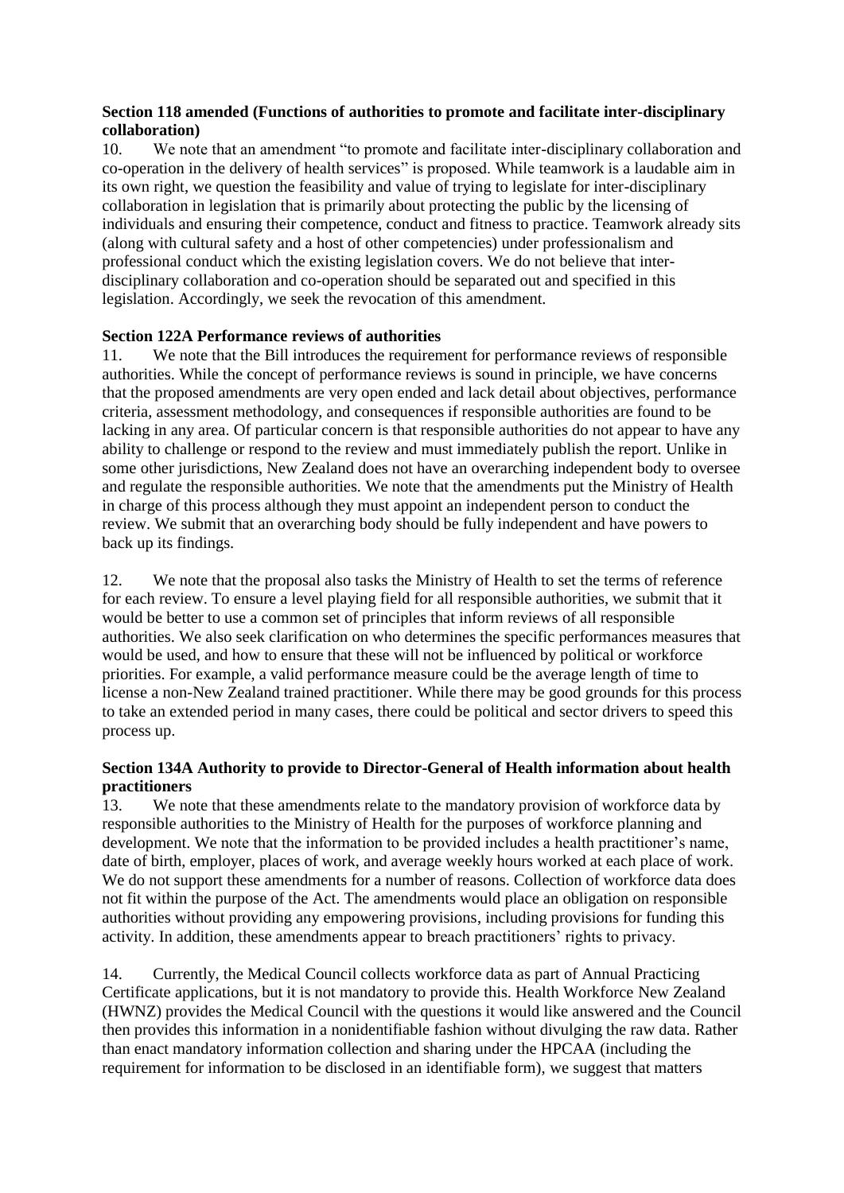**Section 118 amended (Functions of authorities to promote and facilitate inter-disciplinary collaboration)**

10. We note that an amendment "to promote and facilitate inter-disciplinary collaboration and co-operation in the delivery of health services" is proposed. While teamwork is a laudable aim in its own right, we question the feasibility and value of trying to legislate for inter-disciplinary collaboration in legislation that is primarily about protecting the public by the licensing of individuals and ensuring their competence, conduct and fitness to practice. Teamwork already sits (along with cultural safety and a host of other competencies) under professionalism and professional conduct which the existing legislation covers. We do not believe that inter-disciplinary collaboration and co-operation should be separated out and specified in this legislation. Accordingly, we seek the revocation of this amendment.

**Section 122A Performance reviews of authorities**

11. We note that the Bill introduces the requirement for performance reviews of responsible authorities. While the concept of performance reviews is sound in principle, we have concerns that the proposed amendments are very open ended and lack detail about objectives, performance criteria, assessment methodology, and consequences if responsible authorities are found to be lacking in any area. Of particular concern is that responsible authorities do not appear to have any ability to challenge or respond to the review and must immediately publish the report. Unlike in some other jurisdictions, New Zealand does not have an overarching independent body to oversee and regulate the responsible authorities. We note that the amendments put the Ministry of Health in charge of this process although they must appoint an independent person to conduct the review. We submit that an overarching body should be fully independent and have powers to back up its findings.

12. We note that the proposal also tasks the Ministry of Health to set the terms of reference for each review. To ensure a level playing field for all responsible authorities, we submit that it would be better to use a common set of principles that inform reviews of all responsible authorities. We also seek clarification on who determines the specific performances measures that would be used, and how to ensure that these will not be influenced by political or workforce priorities. For example, a valid performance measure could be the average length of time to license a non-New Zealand trained practitioner. While there may be good grounds for this process to take an extended period in many cases, there could be political and sector drivers to speed this process up.

**Section 134A Authority to provide to Director-General of Health information about health practitioners**

13. We note that these amendments relate to the mandatory provision of workforce data by responsible authorities to the Ministry of Health for the purposes of workforce planning and development. We note that the information to be provided includes a health practitioner's name, date of birth, employer, places of work, and average weekly hours worked at each place of work. We do not support these amendments for a number of reasons. Collection of workforce data does not fit within the purpose of the Act. The amendments would place an obligation on responsible authorities without providing any empowering provisions, including provisions for funding this activity. In addition, these amendments appear to breach practitioners' rights to privacy.

14. Currently, the Medical Council collects workforce data as part of Annual Practicing Certificate applications, but it is not mandatory to provide this. Health Workforce New Zealand (HWNZ) provides the Medical Council with the questions it would like answered and the Council then provides this information in a nonidentifiable fashion without divulging the raw data. Rather than enact mandatory information collection and sharing under the HPCAA (including the requirement for information to be disclosed in an identifiable form), we suggest that matters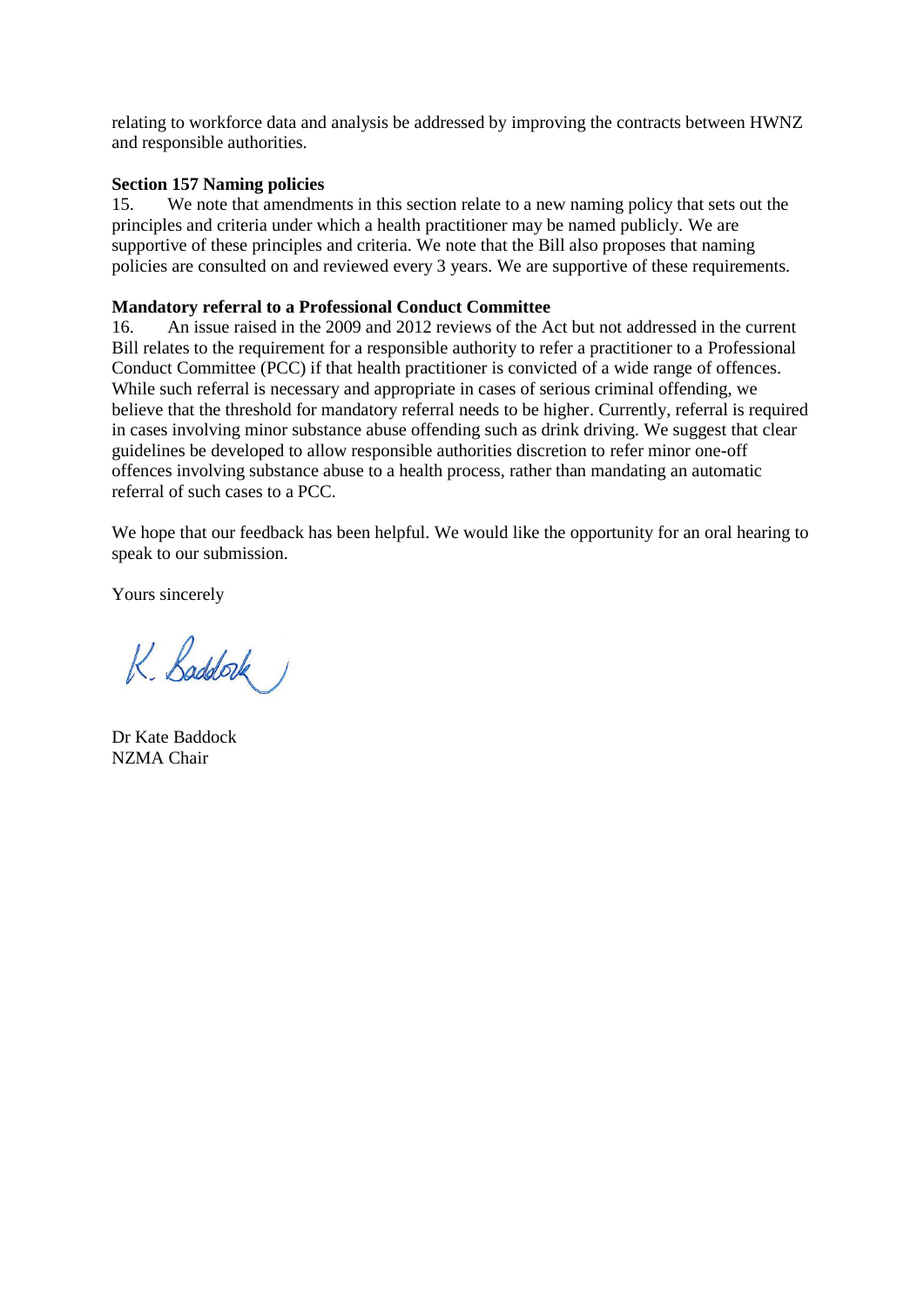relating to workforce data and analysis be addressed by improving the contracts between HWNZ and responsible authorities.

**Section 157 Naming policies**

15. We note that amendments in this section relate to a new naming policy that sets out the principles and criteria under which a health practitioner may be named publicly. We are supportive of these principles and criteria. We note that the Bill also proposes that naming policies are consulted on and reviewed every 3 years. We are supportive of these requirements.

**Mandatory referral to a Professional Conduct Committee**

16. An issue raised in the 2009 and 2012 reviews of the Act but not addressed in the current Bill relates to the requirement for a responsible authority to refer a practitioner to a Professional Conduct Committee (PCC) if that health practitioner is convicted of a wide range of offences. While such referral is necessary and appropriate in cases of serious criminal offending, we believe that the threshold for mandatory referral needs to be higher. Currently, referral is required in cases involving minor substance abuse offending such as drink driving. We suggest that clear guidelines be developed to allow responsible authorities discretion to refer minor one-off offences involving substance abuse to a health process, rather than mandating an automatic referral of such cases to a PCC.

We hope that our feedback has been helpful. We would like the opportunity for an oral hearing to speak to our submission.

Yours sincerely

K. Baddock

Dr Kate Baddock
NZMA Chair